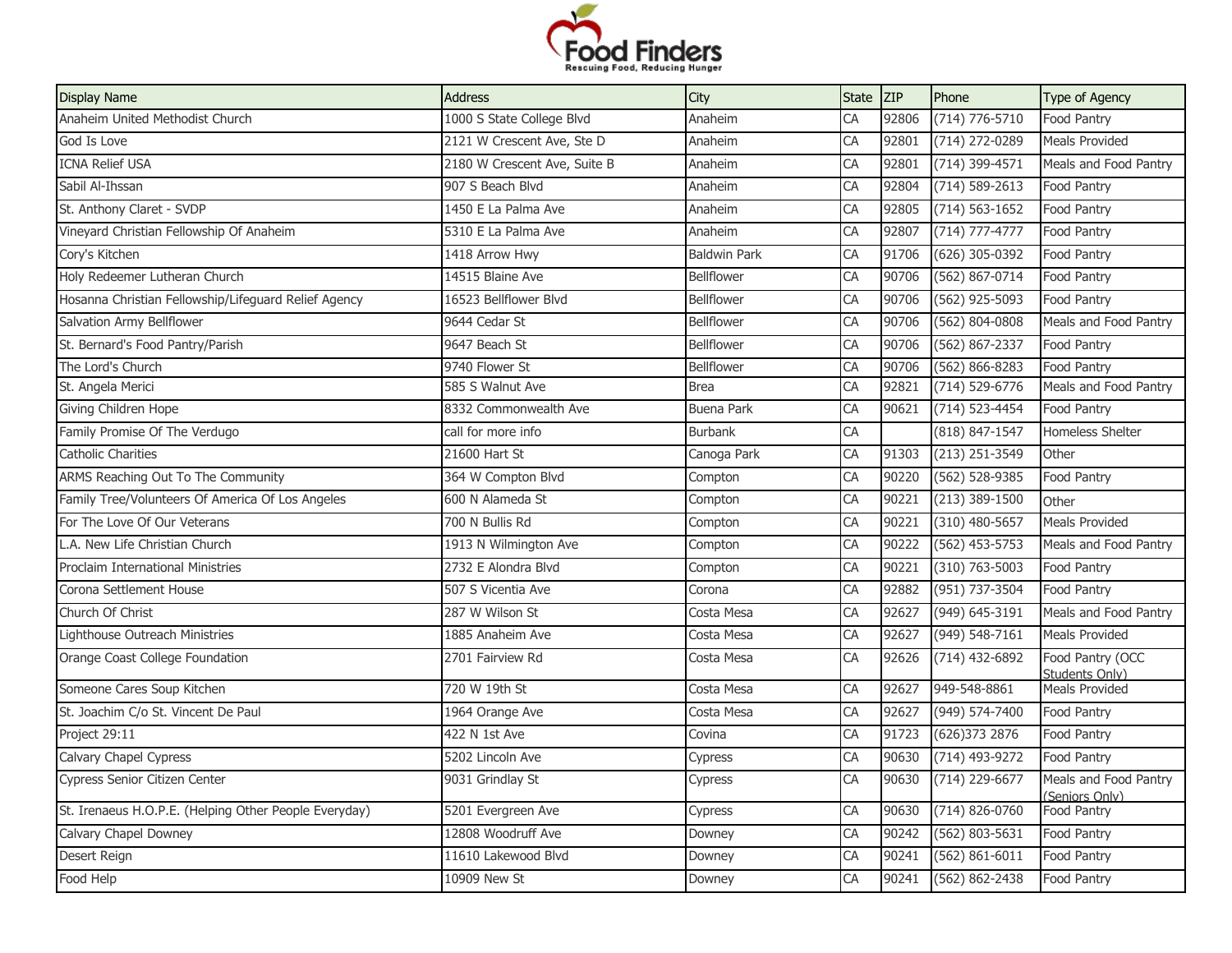# Food Finders

Rescuing Food, Reducing Hunger

| Display Name | Address | City | State | ZIP | Phone | Type of Agency |
|---|---|---|---|---|---|---|
| Anaheim United Methodist Church | 1000 S State College Blvd | Anaheim | CA | 92806 | (714) 776-5710 | Food Pantry |
| God Is Love | 2121 W Crescent Ave, Ste D | Anaheim | CA | 92801 | (714) 272-0289 | Meals Provided |
| ICNA Relief USA | 2180 W Crescent Ave, Suite B | Anaheim | CA | 92801 | (714) 399-4571 | Meals and Food Pantry |
| Sabil Al-Ihssan | 907 S Beach Blvd | Anaheim | CA | 92804 | (714) 589-2613 | Food Pantry |
| St. Anthony Claret - SVDP | 1450 E La Palma Ave | Anaheim | CA | 92805 | (714) 563-1652 | Food Pantry |
| Vineyard Christian Fellowship Of Anaheim | 5310 E La Palma Ave | Anaheim | CA | 92807 | (714) 777-4777 | Food Pantry |
| Cory's Kitchen | 1418 Arrow Hwy | Baldwin Park | CA | 91706 | (626) 305-0392 | Food Pantry |
| Holy Redeemer Lutheran Church | 14515 Blaine Ave | Bellflower | CA | 90706 | (562) 867-0714 | Food Pantry |
| Hosanna Christian Fellowship/Lifeguard Relief Agency | 16523 Bellflower Blvd | Bellflower | CA | 90706 | (562) 925-5093 | Food Pantry |
| Salvation Army Bellflower | 9644 Cedar St | Bellflower | CA | 90706 | (562) 804-0808 | Meals and Food Pantry |
| St. Bernard's Food Pantry/Parish | 9647 Beach St | Bellflower | CA | 90706 | (562) 867-2337 | Food Pantry |
| The Lord's Church | 9740 Flower St | Bellflower | CA | 90706 | (562) 866-8283 | Food Pantry |
| St. Angela Merici | 585 S Walnut Ave | Brea | CA | 92821 | (714) 529-6776 | Meals and Food Pantry |
| Giving Children Hope | 8332 Commonwealth Ave | Buena Park | CA | 90621 | (714) 523-4454 | Food Pantry |
| Family Promise Of The Verdugo | call for more info | Burbank | CA | | (818) 847-1547 | Homeless Shelter |
| Catholic Charities | 21600 Hart St | Canoga Park | CA | 91303 | (213) 251-3549 | Other |
| ARMS Reaching Out To The Community | 364 W Compton Blvd | Compton | CA | 90220 | (562) 528-9385 | Food Pantry |
| Family Tree/Volunteers Of America Of Los Angeles | 600 N Alameda St | Compton | CA | 90221 | (213) 389-1500 | Other |
| For The Love Of Our Veterans | 700 N Bullis Rd | Compton | CA | 90221 | (310) 480-5657 | Meals Provided |
| L.A. New Life Christian Church | 1913 N Wilmington Ave | Compton | CA | 90222 | (562) 453-5753 | Meals and Food Pantry |
| Proclaim International Ministries | 2732 E Alondra Blvd | Compton | CA | 90221 | (310) 763-5003 | Food Pantry |
| Corona Settlement House | 507 S Vicentia Ave | Corona | CA | 92882 | (951) 737-3504 | Food Pantry |
| Church Of Christ | 287 W Wilson St | Costa Mesa | CA | 92627 | (949) 645-3191 | Meals and Food Pantry |
| Lighthouse Outreach Ministries | 1885 Anaheim Ave | Costa Mesa | CA | 92627 | (949) 548-7161 | Meals Provided |
| Orange Coast College Foundation | 2701 Fairview Rd | Costa Mesa | CA | 92626 | (714) 432-6892 | Food Pantry (OCC Students Only) |
| Someone Cares Soup Kitchen | 720 W 19th St | Costa Mesa | CA | 92627 | 949-548-8861 | Meals Provided |
| St. Joachim C/o St. Vincent De Paul | 1964 Orange Ave | Costa Mesa | CA | 92627 | (949) 574-7400 | Food Pantry |
| Project 29:11 | 422 N 1st Ave | Covina | CA | 91723 | (626)373 2876 | Food Pantry |
| Calvary Chapel Cypress | 5202 Lincoln Ave | Cypress | CA | 90630 | (714) 493-9272 | Food Pantry |
| Cypress Senior Citizen Center | 9031 Grindlay St | Cypress | CA | 90630 | (714) 229-6677 | Meals and Food Pantry (Seniors Only) |
| St. Irenaeus H.O.P.E. (Helping Other People Everyday) | 5201 Evergreen Ave | Cypress | CA | 90630 | (714) 826-0760 | Food Pantry |
| Calvary Chapel Downey | 12808 Woodruff Ave | Downey | CA | 90242 | (562) 803-5631 | Food Pantry |
| Desert Reign | 11610 Lakewood Blvd | Downey | CA | 90241 | (562) 861-6011 | Food Pantry |
| Food Help | 10909 New St | Downey | CA | 90241 | (562) 862-2438 | Food Pantry |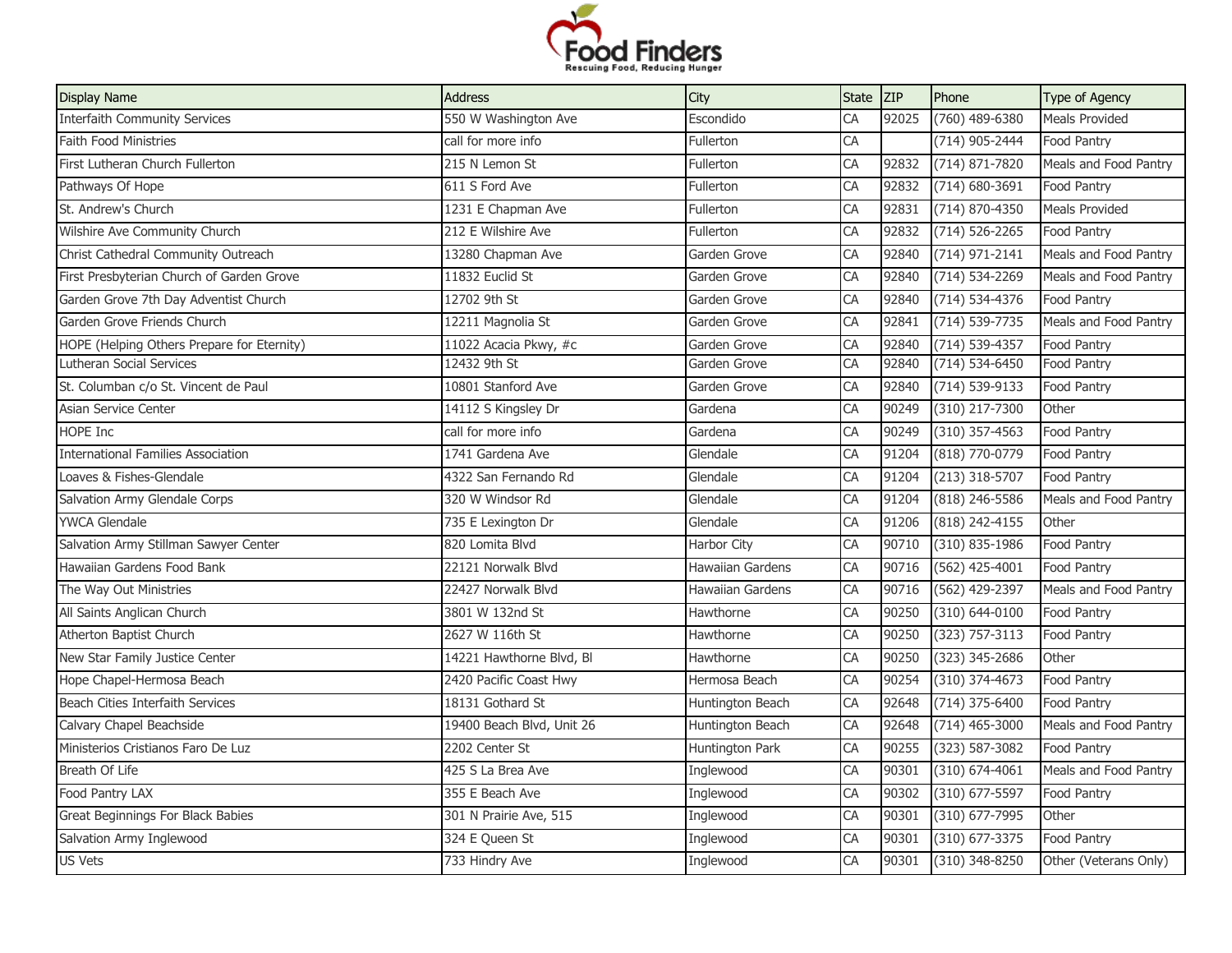| Display Name | Address | City | State | ZIP | Phone | Type of Agency |
|---|---|---|---|---|---|---|
| Interfaith Community Services | 550 W Washington Ave | Escondido | CA | 92025 | (760) 489-6380 | Meals Provided |
| Faith Food Ministries | call for more info | Fullerton | CA | | (714) 905-2444 | Food Pantry |
| First Lutheran Church Fullerton | 215 N Lemon St | Fullerton | CA | 92832 | (714) 871-7820 | Meals and Food Pantry |
| Pathways Of Hope | 611 S Ford Ave | Fullerton | CA | 92832 | (714) 680-3691 | Food Pantry |
| St. Andrew's Church | 1231 E Chapman Ave | Fullerton | CA | 92831 | (714) 870-4350 | Meals Provided |
| Wilshire Ave Community Church | 212 E Wilshire Ave | Fullerton | CA | 92832 | (714) 526-2265 | Food Pantry |
| Christ Cathedral Community Outreach | 13280 Chapman Ave | Garden Grove | CA | 92840 | (714) 971-2141 | Meals and Food Pantry |
| First Presbyterian Church of Garden Grove | 11832 Euclid St | Garden Grove | CA | 92840 | (714) 534-2269 | Meals and Food Pantry |
| Garden Grove 7th Day Adventist Church | 12702 9th St | Garden Grove | CA | 92840 | (714) 534-4376 | Food Pantry |
| Garden Grove Friends Church | 12211 Magnolia St | Garden Grove | CA | 92841 | (714) 539-7735 | Meals and Food Pantry |
| HOPE (Helping Others Prepare for Eternity) | 11022 Acacia Pkwy, #c | Garden Grove | CA | 92840 | (714) 539-4357 | Food Pantry |
| Lutheran Social Services | 12432 9th St | Garden Grove | CA | 92840 | (714) 534-6450 | Food Pantry |
| St. Columban c/o St. Vincent de Paul | 10801 Stanford Ave | Garden Grove | CA | 92840 | (714) 539-9133 | Food Pantry |
| Asian Service Center | 14112 S Kingsley Dr | Gardena | CA | 90249 | (310) 217-7300 | Other |
| HOPE Inc | call for more info | Gardena | CA | 90249 | (310) 357-4563 | Food Pantry |
| International Families Association | 1741 Gardena Ave | Glendale | CA | 91204 | (818) 770-0779 | Food Pantry |
| Loaves & Fishes-Glendale | 4322 San Fernando Rd | Glendale | CA | 91204 | (213) 318-5707 | Food Pantry |
| Salvation Army Glendale Corps | 320 W Windsor Rd | Glendale | CA | 91204 | (818) 246-5586 | Meals and Food Pantry |
| YWCA Glendale | 735 E Lexington Dr | Glendale | CA | 91206 | (818) 242-4155 | Other |
| Salvation Army Stillman Sawyer Center | 820 Lomita Blvd | Harbor City | CA | 90710 | (310) 835-1986 | Food Pantry |
| Hawaiian Gardens Food Bank | 22121 Norwalk Blvd | Hawaiian Gardens | CA | 90716 | (562) 425-4001 | Food Pantry |
| The Way Out Ministries | 22427 Norwalk Blvd | Hawaiian Gardens | CA | 90716 | (562) 429-2397 | Meals and Food Pantry |
| All Saints Anglican Church | 3801 W 132nd St | Hawthorne | CA | 90250 | (310) 644-0100 | Food Pantry |
| Atherton Baptist Church | 2627 W 116th St | Hawthorne | CA | 90250 | (323) 757-3113 | Food Pantry |
| New Star Family Justice Center | 14221 Hawthorne Blvd, Bl | Hawthorne | CA | 90250 | (323) 345-2686 | Other |
| Hope Chapel-Hermosa Beach | 2420 Pacific Coast Hwy | Hermosa Beach | CA | 90254 | (310) 374-4673 | Food Pantry |
| Beach Cities Interfaith Services | 18131 Gothard St | Huntington Beach | CA | 92648 | (714) 375-6400 | Food Pantry |
| Calvary Chapel Beachside | 19400 Beach Blvd, Unit 26 | Huntington Beach | CA | 92648 | (714) 465-3000 | Meals and Food Pantry |
| Ministerios Cristianos Faro De Luz | 2202 Center St | Huntington Park | CA | 90255 | (323) 587-3082 | Food Pantry |
| Breath Of Life | 425 S La Brea Ave | Inglewood | CA | 90301 | (310) 674-4061 | Meals and Food Pantry |
| Food Pantry LAX | 355 E Beach Ave | Inglewood | CA | 90302 | (310) 677-5597 | Food Pantry |
| Great Beginnings For Black Babies | 301 N Prairie Ave, 515 | Inglewood | CA | 90301 | (310) 677-7995 | Other |
| Salvation Army Inglewood | 324 E Queen St | Inglewood | CA | 90301 | (310) 677-3375 | Food Pantry |
| US Vets | 733 Hindry Ave | Inglewood | CA | 90301 | (310) 348-8250 | Other (Veterans Only) |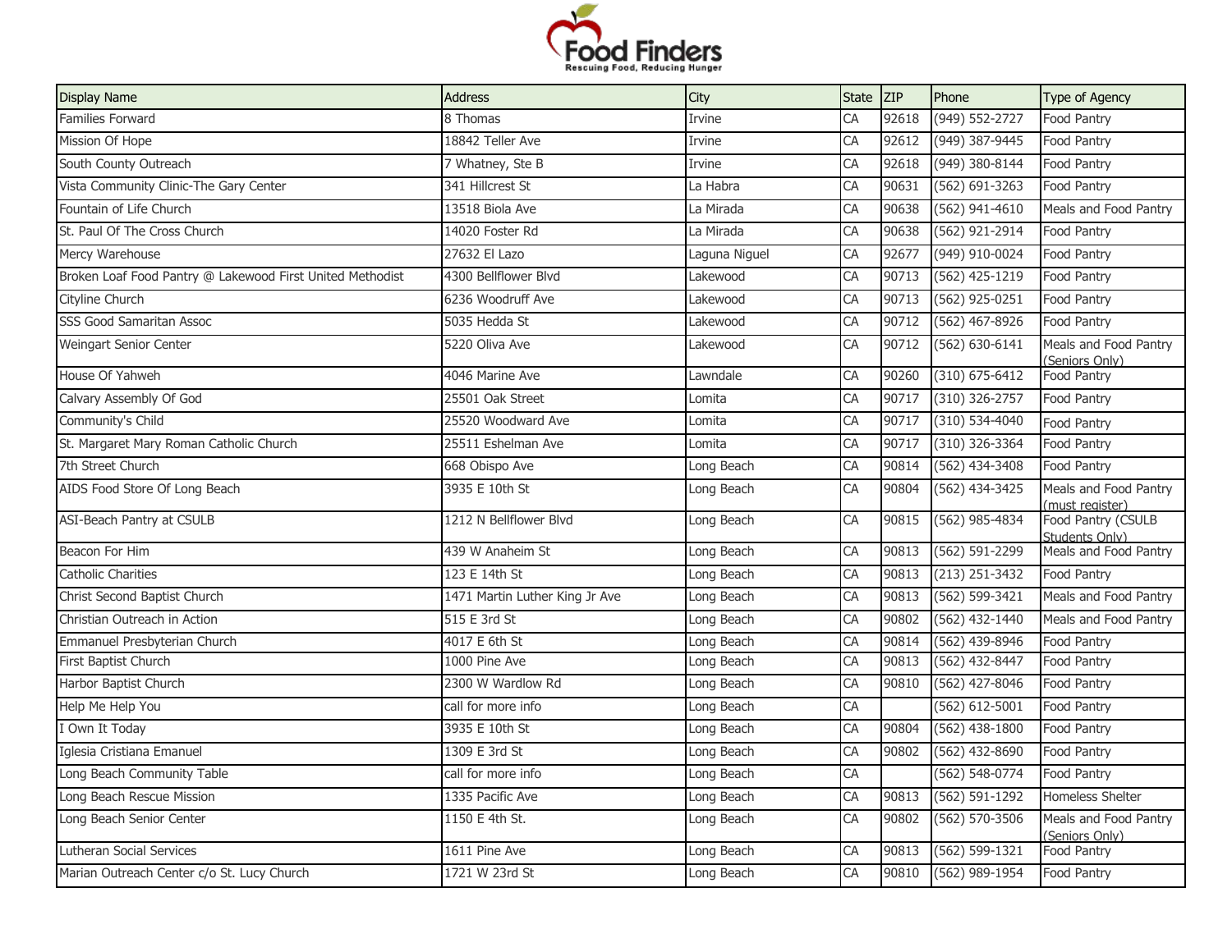| Display Name | Address | City | State | ZIP | Phone | Type of Agency |
|---|---|---|---|---|---|---|
| Families Forward | 8 Thomas | Irvine | CA | 92618 | (949) 552-2727 | Food Pantry |
| Mission Of Hope | 18842 Teller Ave | Irvine | CA | 92612 | (949) 387-9445 | Food Pantry |
| South County Outreach | 7 Whatney, Ste B | Irvine | CA | 92618 | (949) 380-8144 | Food Pantry |
| Vista Community Clinic-The Gary Center | 341 Hillcrest St | La Habra | CA | 90631 | (562) 691-3263 | Food Pantry |
| Fountain of Life Church | 13518 Biola Ave | La Mirada | CA | 90638 | (562) 941-4610 | Meals and Food Pantry |
| St. Paul Of The Cross Church | 14020 Foster Rd | La Mirada | CA | 90638 | (562) 921-2914 | Food Pantry |
| Mercy Warehouse | 27632 El Lazo | Laguna Niguel | CA | 92677 | (949) 910-0024 | Food Pantry |
| Broken Loaf Food Pantry @ Lakewood First United Methodist | 4300 Bellflower Blvd | Lakewood | CA | 90713 | (562) 425-1219 | Food Pantry |
| Cityline Church | 6236 Woodruff Ave | Lakewood | CA | 90713 | (562) 925-0251 | Food Pantry |
| SSS Good Samaritan Assoc | 5035 Hedda St | Lakewood | CA | 90712 | (562) 467-8926 | Food Pantry |
| Weingart Senior Center | 5220 Oliva Ave | Lakewood | CA | 90712 | (562) 630-6141 | Meals and Food Pantry (Seniors Only) |
| House Of Yahweh | 4046 Marine Ave | Lawndale | CA | 90260 | (310) 675-6412 | Food Pantry |
| Calvary Assembly Of God | 25501 Oak Street | Lomita | CA | 90717 | (310) 326-2757 | Food Pantry |
| Community's Child | 25520 Woodward Ave | Lomita | CA | 90717 | (310) 534-4040 | Food Pantry |
| St. Margaret Mary Roman Catholic Church | 25511 Eshelman Ave | Lomita | CA | 90717 | (310) 326-3364 | Food Pantry |
| 7th Street Church | 668 Obispo Ave | Long Beach | CA | 90814 | (562) 434-3408 | Food Pantry |
| AIDS Food Store Of Long Beach | 3935 E 10th St | Long Beach | CA | 90804 | (562) 434-3425 | Meals and Food Pantry (must register) |
| ASI-Beach Pantry at CSULB | 1212 N Bellflower Blvd | Long Beach | CA | 90815 | (562) 985-4834 | Food Pantry (CSULB Students Only) |
| Beacon For Him | 439 W Anaheim St | Long Beach | CA | 90813 | (562) 591-2299 | Meals and Food Pantry |
| Catholic Charities | 123 E 14th St | Long Beach | CA | 90813 | (213) 251-3432 | Food Pantry |
| Christ Second Baptist Church | 1471 Martin Luther King Jr Ave | Long Beach | CA | 90813 | (562) 599-3421 | Meals and Food Pantry |
| Christian Outreach in Action | 515 E 3rd St | Long Beach | CA | 90802 | (562) 432-1440 | Meals and Food Pantry |
| Emmanuel Presbyterian Church | 4017 E 6th St | Long Beach | CA | 90814 | (562) 439-8946 | Food Pantry |
| First Baptist Church | 1000 Pine Ave | Long Beach | CA | 90813 | (562) 432-8447 | Food Pantry |
| Harbor Baptist Church | 2300 W Wardlow Rd | Long Beach | CA | 90810 | (562) 427-8046 | Food Pantry |
| Help Me Help You | call for more info | Long Beach | CA | | (562) 612-5001 | Food Pantry |
| I Own It Today | 3935 E 10th St | Long Beach | CA | 90804 | (562) 438-1800 | Food Pantry |
| Iglesia Cristiana Emanuel | 1309 E 3rd St | Long Beach | CA | 90802 | (562) 432-8690 | Food Pantry |
| Long Beach Community Table | call for more info | Long Beach | CA | | (562) 548-0774 | Food Pantry |
| Long Beach Rescue Mission | 1335 Pacific Ave | Long Beach | CA | 90813 | (562) 591-1292 | Homeless Shelter |
| Long Beach Senior Center | 1150 E 4th St. | Long Beach | CA | 90802 | (562) 570-3506 | Meals and Food Pantry (Seniors Only) |
| Lutheran Social Services | 1611 Pine Ave | Long Beach | CA | 90813 | (562) 599-1321 | Food Pantry |
| Marian Outreach Center c/o St. Lucy Church | 1721 W 23rd St | Long Beach | CA | 90810 | (562) 989-1954 | Food Pantry |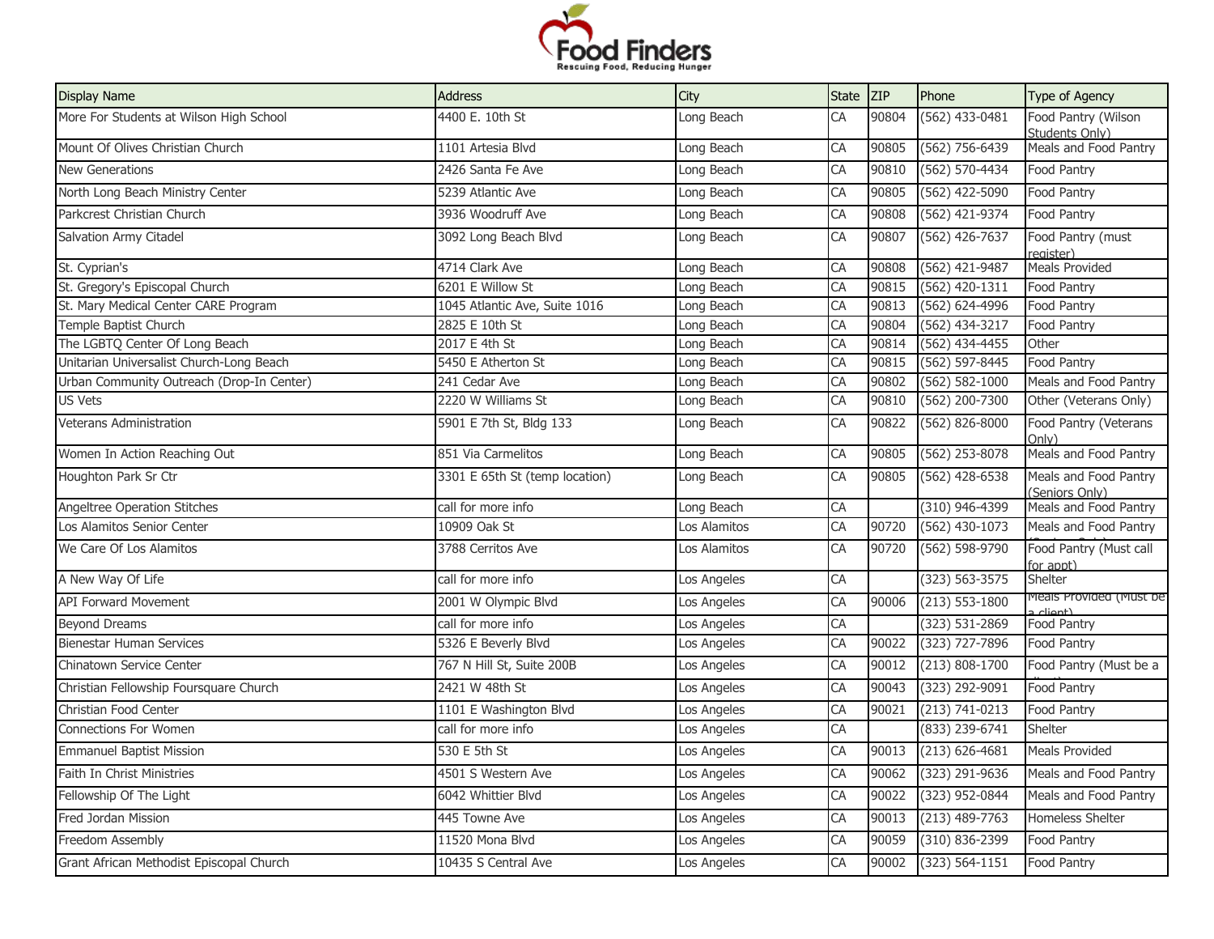| Display Name | Address | City | State | ZIP | Phone | Type of Agency |
|---|---|---|---|---|---|---|
| More For Students at Wilson High School | 4400 E. 10th St | Long Beach | CA | 90804 | (562) 433-0481 | Food Pantry (Wilson Students Only) |
| Mount Of Olives Christian Church | 1101 Artesia Blvd | Long Beach | CA | 90805 | (562) 756-6439 | Meals and Food Pantry |
| New Generations | 2426 Santa Fe Ave | Long Beach | CA | 90810 | (562) 570-4434 | Food Pantry |
| North Long Beach Ministry Center | 5239 Atlantic Ave | Long Beach | CA | 90805 | (562) 422-5090 | Food Pantry |
| Parkcrest Christian Church | 3936 Woodruff Ave | Long Beach | CA | 90808 | (562) 421-9374 | Food Pantry |
| Salvation Army Citadel | 3092 Long Beach Blvd | Long Beach | CA | 90807 | (562) 426-7637 | Food Pantry (must register) |
| St. Cyprian's | 4714 Clark Ave | Long Beach | CA | 90808 | (562) 421-9487 | Meals Provided |
| St. Gregory's Episcopal Church | 6201 E Willow St | Long Beach | CA | 90815 | (562) 420-1311 | Food Pantry |
| St. Mary Medical Center CARE Program | 1045 Atlantic Ave, Suite 1016 | Long Beach | CA | 90813 | (562) 624-4996 | Food Pantry |
| Temple Baptist Church | 2825 E 10th St | Long Beach | CA | 90804 | (562) 434-3217 | Food Pantry |
| The LGBTQ Center Of Long Beach | 2017 E 4th St | Long Beach | CA | 90814 | (562) 434-4455 | Other |
| Unitarian Universalist Church-Long Beach | 5450 E Atherton St | Long Beach | CA | 90815 | (562) 597-8445 | Food Pantry |
| Urban Community Outreach (Drop-In Center) | 241 Cedar Ave | Long Beach | CA | 90802 | (562) 582-1000 | Meals and Food Pantry |
| US Vets | 2220 W Williams St | Long Beach | CA | 90810 | (562) 200-7300 | Other (Veterans Only) |
| Veterans Administration | 5901 E 7th St, Bldg 133 | Long Beach | CA | 90822 | (562) 826-8000 | Food Pantry (Veterans Only) |
| Women In Action Reaching Out | 851 Via Carmelitos | Long Beach | CA | 90805 | (562) 253-8078 | Meals and Food Pantry |
| Houghton Park Sr Ctr | 3301 E 65th St (temp location) | Long Beach | CA | 90805 | (562) 428-6538 | Meals and Food Pantry (Seniors Only) |
| Angeltree Operation Stitches | call for more info | Long Beach | CA | | (310) 946-4399 | Meals and Food Pantry |
| Los Alamitos Senior Center | 10909 Oak St | Los Alamitos | CA | 90720 | (562) 430-1073 | Meals and Food Pantry (Seniors Only) |
| We Care Of Los Alamitos | 3788 Cerritos Ave | Los Alamitos | CA | 90720 | (562) 598-9790 | Food Pantry (Must call for appt) |
| A New Way Of Life | call for more info | Los Angeles | CA | | (323) 563-3575 | Shelter |
| API Forward Movement | 2001 W Olympic Blvd | Los Angeles | CA | 90006 | (213) 553-1800 | Meals Provided (Must be a client) |
| Beyond Dreams | call for more info | Los Angeles | CA | | (323) 531-2869 | Food Pantry |
| Bienestar Human Services | 5326 E Beverly Blvd | Los Angeles | CA | 90022 | (323) 727-7896 | Food Pantry |
| Chinatown Service Center | 767 N Hill St, Suite 200B | Los Angeles | CA | 90012 | (213) 808-1700 | Food Pantry (Must be a client) |
| Christian Fellowship Foursquare Church | 2421 W 48th St | Los Angeles | CA | 90043 | (323) 292-9091 | Food Pantry |
| Christian Food Center | 1101 E Washington Blvd | Los Angeles | CA | 90021 | (213) 741-0213 | Food Pantry |
| Connections For Women | call for more info | Los Angeles | CA | | (833) 239-6741 | Shelter |
| Emmanuel Baptist Mission | 530 E 5th St | Los Angeles | CA | 90013 | (213) 626-4681 | Meals Provided |
| Faith In Christ Ministries | 4501 S Western Ave | Los Angeles | CA | 90062 | (323) 291-9636 | Meals and Food Pantry |
| Fellowship Of The Light | 6042 Whittier Blvd | Los Angeles | CA | 90022 | (323) 952-0844 | Meals and Food Pantry |
| Fred Jordan Mission | 445 Towne Ave | Los Angeles | CA | 90013 | (213) 489-7763 | Homeless Shelter |
| Freedom Assembly | 11520 Mona Blvd | Los Angeles | CA | 90059 | (310) 836-2399 | Food Pantry |
| Grant African Methodist Episcopal Church | 10435 S Central Ave | Los Angeles | CA | 90002 | (323) 564-1151 | Food Pantry |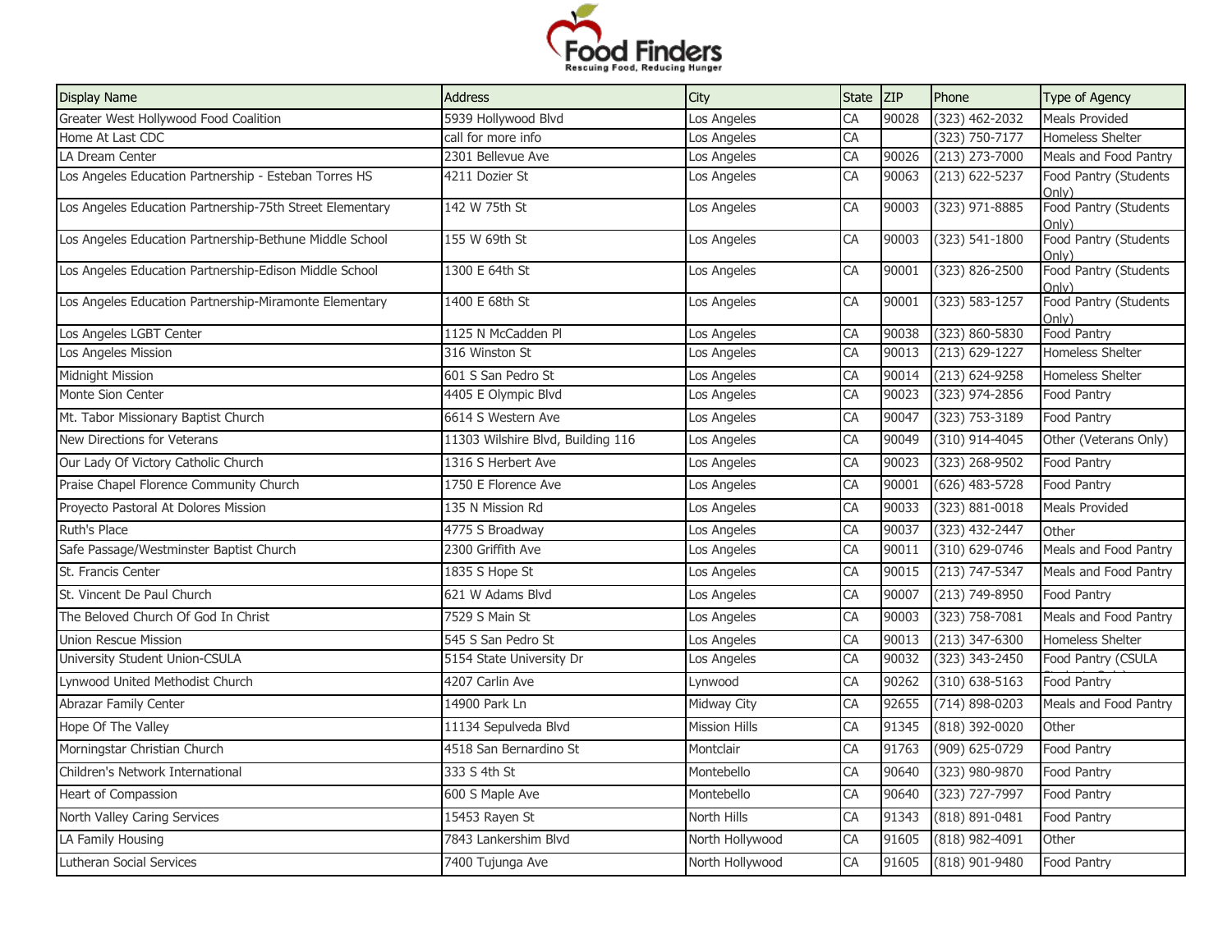| Display Name | Address | City | State | ZIP | Phone | Type of Agency |
|---|---|---|---|---|---|---|
| Greater West Hollywood Food Coalition | 5939 Hollywood Blvd | Los Angeles | CA | 90028 | (323) 462-2032 | Meals Provided |
| Home At Last CDC | call for more info | Los Angeles | CA | | (323) 750-7177 | Homeless Shelter |
| LA Dream Center | 2301 Bellevue Ave | Los Angeles | CA | 90026 | (213) 273-7000 | Meals and Food Pantry |
| Los Angeles Education Partnership - Esteban Torres HS | 4211 Dozier St | Los Angeles | CA | 90063 | (213) 622-5237 | Food Pantry (Students Only) |
| Los Angeles Education Partnership-75th Street Elementary | 142 W 75th St | Los Angeles | CA | 90003 | (323) 971-8885 | Food Pantry (Students Only) |
| Los Angeles Education Partnership-Bethune Middle School | 155 W 69th St | Los Angeles | CA | 90003 | (323) 541-1800 | Food Pantry (Students Only) |
| Los Angeles Education Partnership-Edison Middle School | 1300 E 64th St | Los Angeles | CA | 90001 | (323) 826-2500 | Food Pantry (Students Only) |
| Los Angeles Education Partnership-Miramonte Elementary | 1400 E 68th St | Los Angeles | CA | 90001 | (323) 583-1257 | Food Pantry (Students Only) |
| Los Angeles LGBT Center | 1125 N McCadden Pl | Los Angeles | CA | 90038 | (323) 860-5830 | Food Pantry |
| Los Angeles Mission | 316 Winston St | Los Angeles | CA | 90013 | (213) 629-1227 | Homeless Shelter |
| Midnight Mission | 601 S San Pedro St | Los Angeles | CA | 90014 | (213) 624-9258 | Homeless Shelter |
| Monte Sion Center | 4405 E Olympic Blvd | Los Angeles | CA | 90023 | (323) 974-2856 | Food Pantry |
| Mt. Tabor Missionary Baptist Church | 6614 S Western Ave | Los Angeles | CA | 90047 | (323) 753-3189 | Food Pantry |
| New Directions for Veterans | 11303 Wilshire Blvd, Building 116 | Los Angeles | CA | 90049 | (310) 914-4045 | Other (Veterans Only) |
| Our Lady Of Victory Catholic Church | 1316 S Herbert Ave | Los Angeles | CA | 90023 | (323) 268-9502 | Food Pantry |
| Praise Chapel Florence Community Church | 1750 E Florence Ave | Los Angeles | CA | 90001 | (626) 483-5728 | Food Pantry |
| Proyecto Pastoral At Dolores Mission | 135 N Mission Rd | Los Angeles | CA | 90033 | (323) 881-0018 | Meals Provided |
| Ruth's Place | 4775 S Broadway | Los Angeles | CA | 90037 | (323) 432-2447 | Other |
| Safe Passage/Westminster Baptist Church | 2300 Griffith Ave | Los Angeles | CA | 90011 | (310) 629-0746 | Meals and Food Pantry |
| St. Francis Center | 1835 S Hope St | Los Angeles | CA | 90015 | (213) 747-5347 | Meals and Food Pantry |
| St. Vincent De Paul Church | 621 W Adams Blvd | Los Angeles | CA | 90007 | (213) 749-8950 | Food Pantry |
| The Beloved Church Of God In Christ | 7529 S Main St | Los Angeles | CA | 90003 | (323) 758-7081 | Meals and Food Pantry |
| Union Rescue Mission | 545 S San Pedro St | Los Angeles | CA | 90013 | (213) 347-6300 | Homeless Shelter |
| University Student Union-CSULA | 5154 State University Dr | Los Angeles | CA | 90032 | (323) 343-2450 | Food Pantry (CSULA Students Only) |
| Lynwood United Methodist Church | 4207 Carlin Ave | Lynwood | CA | 90262 | (310) 638-5163 | Food Pantry |
| Abrazar Family Center | 14900 Park Ln | Midway City | CA | 92655 | (714) 898-0203 | Meals and Food Pantry |
| Hope Of The Valley | 11134 Sepulveda Blvd | Mission Hills | CA | 91345 | (818) 392-0020 | Other |
| Morningstar Christian Church | 4518 San Bernardino St | Montclair | CA | 91763 | (909) 625-0729 | Food Pantry |
| Children's Network International | 333 S 4th St | Montebello | CA | 90640 | (323) 980-9870 | Food Pantry |
| Heart of Compassion | 600 S Maple Ave | Montebello | CA | 90640 | (323) 727-7997 | Food Pantry |
| North Valley Caring Services | 15453 Rayen St | North Hills | CA | 91343 | (818) 891-0481 | Food Pantry |
| LA Family Housing | 7843 Lankershim Blvd | North Hollywood | CA | 91605 | (818) 982-4091 | Other |
| Lutheran Social Services | 7400 Tujunga Ave | North Hollywood | CA | 91605 | (818) 901-9480 | Food Pantry |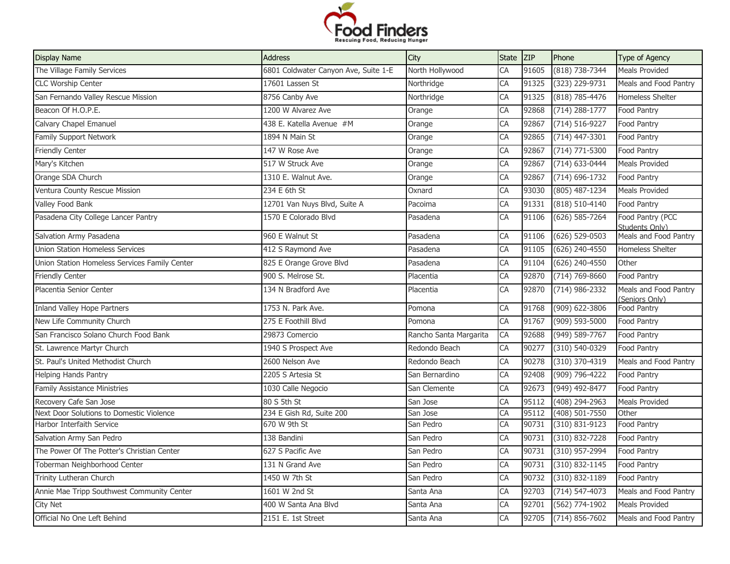| Display Name | Address | City | State | ZIP | Phone | Type of Agency |
|---|---|---|---|---|---|---|
| The Village Family Services | 6801 Coldwater Canyon Ave, Suite 1-E | North Hollywood | CA | 91605 | (818) 738-7344 | Meals Provided |
| CLC Worship Center | 17601 Lassen St | Northridge | CA | 91325 | (323) 229-9731 | Meals and Food Pantry |
| San Fernando Valley Rescue Mission | 8756 Canby Ave | Northridge | CA | 91325 | (818) 785-4476 | Homeless Shelter |
| Beacon Of H.O.P.E. | 1200 W Alvarez Ave | Orange | CA | 92868 | (714) 288-1777 | Food Pantry |
| Calvary Chapel Emanuel | 438 E. Katella Avenue #M | Orange | CA | 92867 | (714) 516-9227 | Food Pantry |
| Family Support Network | 1894 N Main St | Orange | CA | 92865 | (714) 447-3301 | Food Pantry |
| Friendly Center | 147 W Rose Ave | Orange | CA | 92867 | (714) 771-5300 | Food Pantry |
| Mary's Kitchen | 517 W Struck Ave | Orange | CA | 92867 | (714) 633-0444 | Meals Provided |
| Orange SDA Church | 1310 E. Walnut Ave. | Orange | CA | 92867 | (714) 696-1732 | Food Pantry |
| Ventura County Rescue Mission | 234 E 6th St | Oxnard | CA | 93030 | (805) 487-1234 | Meals Provided |
| Valley Food Bank | 12701 Van Nuys Blvd, Suite A | Pacoima | CA | 91331 | (818) 510-4140 | Food Pantry |
| Pasadena City College Lancer Pantry | 1570 E Colorado Blvd | Pasadena | CA | 91106 | (626) 585-7264 | Food Pantry (PCC Students Only) |
| Salvation Army Pasadena | 960 E Walnut St | Pasadena | CA | 91106 | (626) 529-0503 | Meals and Food Pantry |
| Union Station Homeless Services | 412 S Raymond Ave | Pasadena | CA | 91105 | (626) 240-4550 | Homeless Shelter |
| Union Station Homeless Services Family Center | 825 E Orange Grove Blvd | Pasadena | CA | 91104 | (626) 240-4550 | Other |
| Friendly Center | 900 S. Melrose St. | Placentia | CA | 92870 | (714) 769-8660 | Food Pantry |
| Placentia Senior Center | 134 N Bradford Ave | Placentia | CA | 92870 | (714) 986-2332 | Meals and Food Pantry (Seniors Only) |
| Inland Valley Hope Partners | 1753 N. Park Ave. | Pomona | CA | 91768 | (909) 622-3806 | Food Pantry |
| New Life Community Church | 275 E Foothill Blvd | Pomona | CA | 91767 | (909) 593-5000 | Food Pantry |
| San Francisco Solano Church Food Bank | 29873 Comercio | Rancho Santa Margarita | CA | 92688 | (949) 589-7767 | Food Pantry |
| St. Lawrence Martyr Church | 1940 S Prospect Ave | Redondo Beach | CA | 90277 | (310) 540-0329 | Food Pantry |
| St. Paul's United Methodist Church | 2600 Nelson Ave | Redondo Beach | CA | 90278 | (310) 370-4319 | Meals and Food Pantry |
| Helping Hands Pantry | 2205 S Artesia St | San Bernardino | CA | 92408 | (909) 796-4222 | Food Pantry |
| Family Assistance Ministries | 1030 Calle Negocio | San Clemente | CA | 92673 | (949) 492-8477 | Food Pantry |
| Recovery Cafe San Jose | 80 S 5th St | San Jose | CA | 95112 | (408) 294-2963 | Meals Provided |
| Next Door Solutions to Domestic Violence | 234 E Gish Rd, Suite 200 | San Jose | CA | 95112 | (408) 501-7550 | Other |
| Harbor Interfaith Service | 670 W 9th St | San Pedro | CA | 90731 | (310) 831-9123 | Food Pantry |
| Salvation Army San Pedro | 138 Bandini | San Pedro | CA | 90731 | (310) 832-7228 | Food Pantry |
| The Power Of The Potter's Christian Center | 627 S Pacific Ave | San Pedro | CA | 90731 | (310) 957-2994 | Food Pantry |
| Toberman Neighborhood Center | 131 N Grand Ave | San Pedro | CA | 90731 | (310) 832-1145 | Food Pantry |
| Trinity Lutheran Church | 1450 W 7th St | San Pedro | CA | 90732 | (310) 832-1189 | Food Pantry |
| Annie Mae Tripp Southwest Community Center | 1601 W 2nd St | Santa Ana | CA | 92703 | (714) 547-4073 | Meals and Food Pantry |
| City Net | 400 W Santa Ana Blvd | Santa Ana | CA | 92701 | (562) 774-1902 | Meals Provided |
| Official No One Left Behind | 2151 E. 1st Street | Santa Ana | CA | 92705 | (714) 856-7602 | Meals and Food Pantry |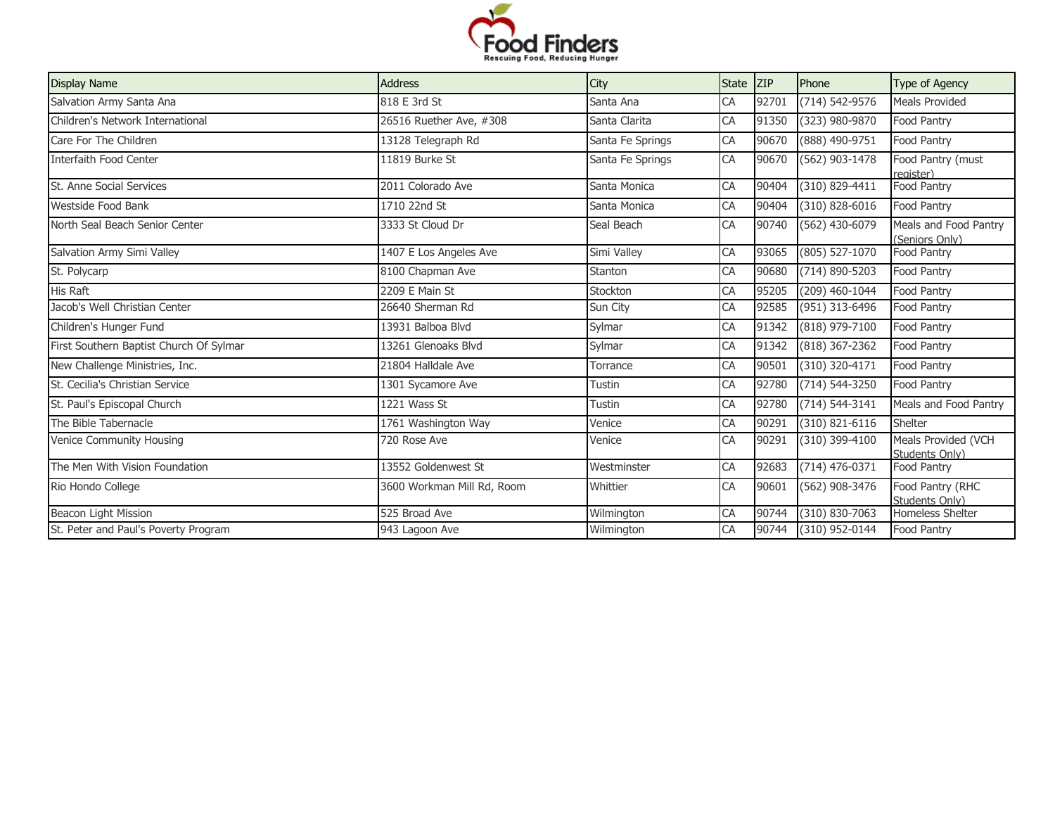| Display Name | Address | City | State | ZIP | Phone | Type of Agency |
|---|---|---|---|---|---|---|
| Salvation Army Santa Ana | 818 E 3rd St | Santa Ana | CA | 92701 | (714) 542-9576 | Meals Provided |
| Children's Network International | 26516 Ruether Ave, #308 | Santa Clarita | CA | 91350 | (323) 980-9870 | Food Pantry |
| Care For The Children | 13128 Telegraph Rd | Santa Fe Springs | CA | 90670 | (888) 490-9751 | Food Pantry |
| Interfaith Food Center | 11819 Burke St | Santa Fe Springs | CA | 90670 | (562) 903-1478 | Food Pantry (must register) |
| St. Anne Social Services | 2011 Colorado Ave | Santa Monica | CA | 90404 | (310) 829-4411 | Food Pantry |
| Westside Food Bank | 1710 22nd St | Santa Monica | CA | 90404 | (310) 828-6016 | Food Pantry |
| North Seal Beach Senior Center | 3333 St Cloud Dr | Seal Beach | CA | 90740 | (562) 430-6079 | Meals and Food Pantry (Seniors Only) |
| Salvation Army Simi Valley | 1407 E Los Angeles Ave | Simi Valley | CA | 93065 | (805) 527-1070 | Food Pantry |
| St. Polycarp | 8100 Chapman Ave | Stanton | CA | 90680 | (714) 890-5203 | Food Pantry |
| His Raft | 2209 E Main St | Stockton | CA | 95205 | (209) 460-1044 | Food Pantry |
| Jacob's Well Christian Center | 26640 Sherman Rd | Sun City | CA | 92585 | (951) 313-6496 | Food Pantry |
| Children's Hunger Fund | 13931 Balboa Blvd | Sylmar | CA | 91342 | (818) 979-7100 | Food Pantry |
| First Southern Baptist Church Of Sylmar | 13261 Glenoaks Blvd | Sylmar | CA | 91342 | (818) 367-2362 | Food Pantry |
| New Challenge Ministries, Inc. | 21804 Halldale Ave | Torrance | CA | 90501 | (310) 320-4171 | Food Pantry |
| St. Cecilia's Christian Service | 1301 Sycamore Ave | Tustin | CA | 92780 | (714) 544-3250 | Food Pantry |
| St. Paul's Episcopal Church | 1221 Wass St | Tustin | CA | 92780 | (714) 544-3141 | Meals and Food Pantry |
| The Bible Tabernacle | 1761 Washington Way | Venice | CA | 90291 | (310) 821-6116 | Shelter |
| Venice Community Housing | 720 Rose Ave | Venice | CA | 90291 | (310) 399-4100 | Meals Provided (VCH Students Only) |
| The Men With Vision Foundation | 13552 Goldenwest St | Westminster | CA | 92683 | (714) 476-0371 | Food Pantry |
| Rio Hondo College | 3600 Workman Mill Rd, Room | Whittier | CA | 90601 | (562) 908-3476 | Food Pantry (RHC Students Only) |
| Beacon Light Mission | 525 Broad Ave | Wilmington | CA | 90744 | (310) 830-7063 | Homeless Shelter |
| St. Peter and Paul's Poverty Program | 943 Lagoon Ave | Wilmington | CA | 90744 | (310) 952-0144 | Food Pantry |